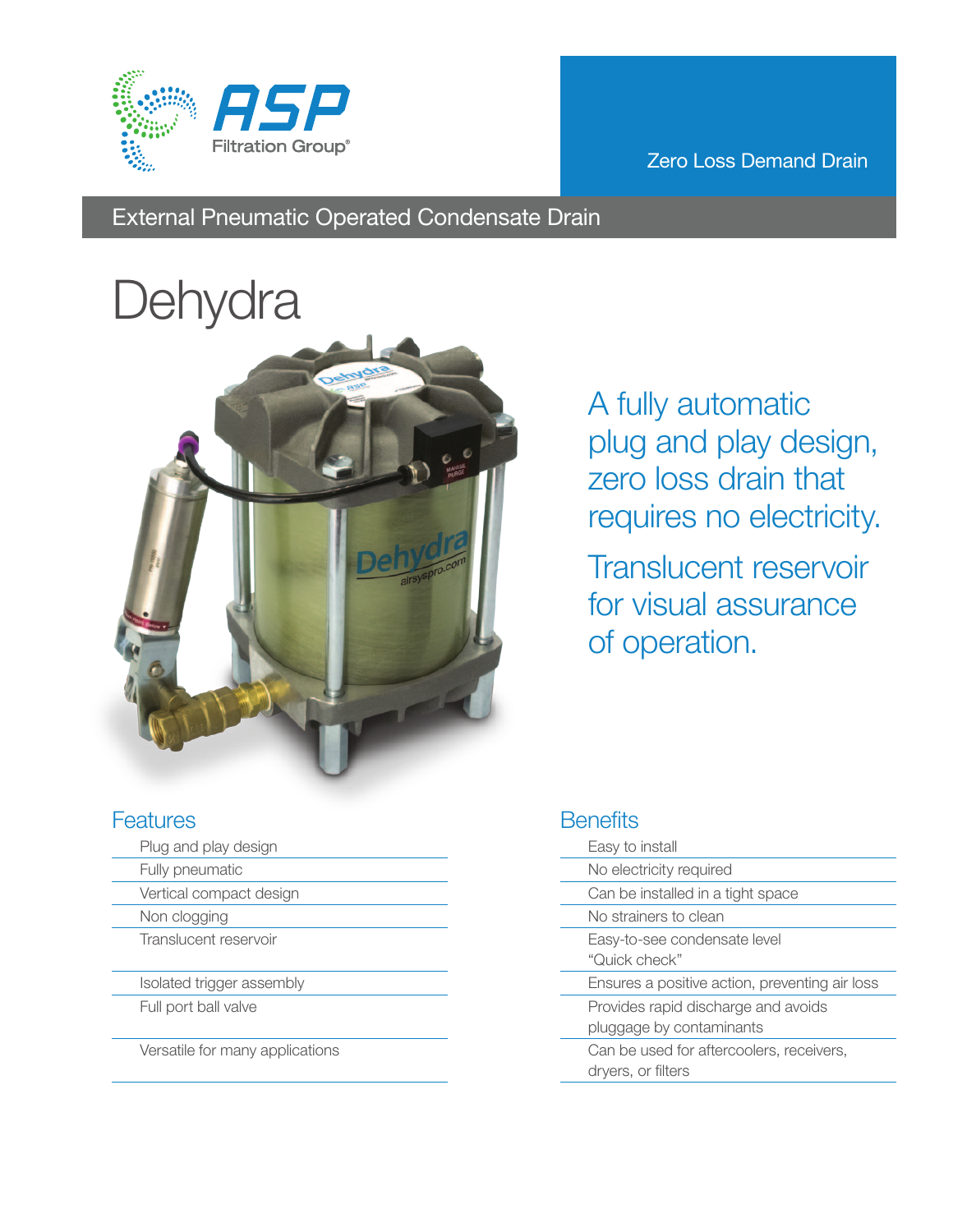ASP Filtration Group®

Zero Loss Demand Drain

## External Pneumatic Operated Condensate Drain

# Dehydra

A fully automatic plug and play design, zero loss drain that requires no electricity.

Translucent reservoir for visual assurance of operation.

## Features

- Plug and play design
- Fully pneumatic
- Vertical compact design
- Non clogging
- Translucent reservoir
- Isolated trigger assembly
- Full port ball valve
- Versatile for many applications

## Benefits

- Easy to install
- No electricity required
- Can be installed in a tight space
- No strainers to clean
- Easy-to-see condensate level "Quick check"
- Ensures a positive action, preventing air loss
- Provides rapid discharge and avoids pluggage by contaminants
- Can be used for aftercoolers, receivers, dryers, or filters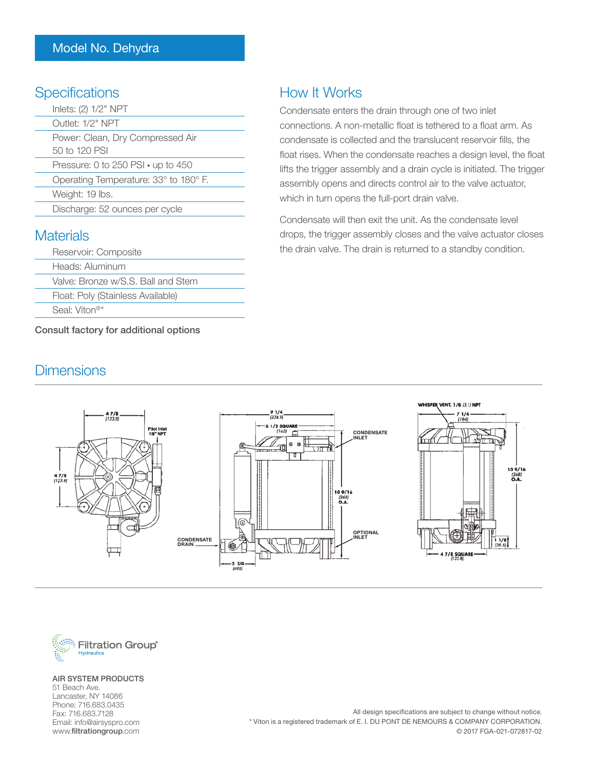## Model No. Dehydra

## Specifications

- Inlets: (2) 1/2" NPT
- Outlet: 1/2" NPT
- Power: Clean, Dry Compressed Air 50 to 120 PSI
- Pressure: 0 to 250 PSI • up to 450
- Operating Temperature: 33° to 180° F.
- Weight: 19 lbs.
- Discharge: 52 ounces per cycle

## Materials

- Reservoir: Composite
- Heads: Aluminum
- Valve: Bronze w/S.S. Ball and Stem
- Float: Poly (Stainless Available)
- Seal: Viton®*

**Consult factory for additional options**

## How It Works

Condensate enters the drain through one of two inlet connections. A non-metallic float is tethered to a float arm. As condensate is collected and the translucent reservoir fills, the float rises. When the condensate reaches a design level, the float lifts the trigger assembly and a drain cycle is initiated. The trigger assembly opens and directs control air to the valve actuator, which in turn opens the full-port drain valve.

Condensate will then exit the unit. As the condensate level drops, the trigger assembly closes and the valve actuator closes the drain valve. The drain is returned to a standby condition.

## Dimensions

4 7/8 (123.8)
Pilot Inlet 1/8" NPT
4 7/8 (123.8)

9 1/4 (234.9)
6 1/2 SQUARE (165)
CONDENSATE INLET
10 9/16 (268) O.A.
OPTIONAL INLET
CONDENSATE DRAIN
2 3/4 (698)

WHISPER VENT. 1/8 (3.1) NPT
7 1/4 (184)
10 9/16 (268) O.A.
1 1/8 (28.5)
4 7/8 SQUARE (123.8)

Filtration Group®
Hydraulics

AIR SYSTEM PRODUCTS
51 Beach Ave.
Lancaster, NY 14086
Phone: 716.683.0435
Fax: 716.683.7128
Email: info@airsyspro.com
www.filtrationgroup.com

All design specifications are subject to change without notice.
* Viton is a registered trademark of E. I. DU PONT DE NEMOURS & COMPANY CORPORATION.
© 2017 FGA-021-072817-02